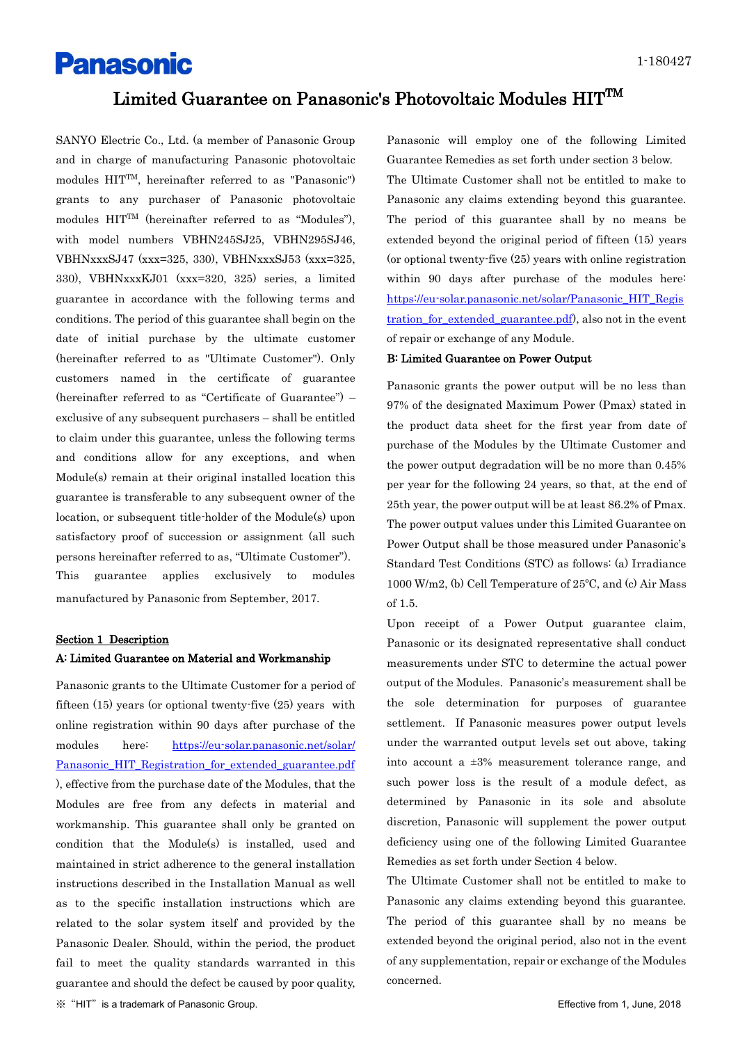Panasonic

1-180427

# Limited Guarantee on Panasonic's Photovoltaic Modules HIT™

SANYO Electric Co., Ltd. (a member of Panasonic Group and in charge of manufacturing Panasonic photovoltaic modules HIT™, hereinafter referred to as "Panasonic") grants to any purchaser of Panasonic photovoltaic modules HIT™ (hereinafter referred to as "Modules"), with model numbers VBHN245SJ25, VBHN295SJ46, VBHNxxxSJ47 (xxx=325, 330), VBHNxxxSJ53 (xxx=325, 330), VBHNxxxKJ01 (xxx=320, 325) series, a limited guarantee in accordance with the following terms and conditions. The period of this guarantee shall begin on the date of initial purchase by the ultimate customer (hereinafter referred to as "Ultimate Customer"). Only customers named in the certificate of guarantee (hereinafter referred to as "Certificate of Guarantee") – exclusive of any subsequent purchasers – shall be entitled to claim under this guarantee, unless the following terms and conditions allow for any exceptions, and when Module(s) remain at their original installed location this guarantee is transferable to any subsequent owner of the location, or subsequent title-holder of the Module(s) upon satisfactory proof of succession or assignment (all such persons hereinafter referred to as, "Ultimate Customer"). This guarantee applies exclusively to modules manufactured by Panasonic from September, 2017.

## Section 1 Description

### A: Limited Guarantee on Material and Workmanship

Panasonic grants to the Ultimate Customer for a period of fifteen (15) years (or optional twenty-five (25) years with online registration within 90 days after purchase of the modules here: https://eu-solar.panasonic.net/solar/Panasonic_HIT_Registration_for_extended_guarantee.pdf), effective from the purchase date of the Modules, that the Modules are free from any defects in material and workmanship. This guarantee shall only be granted on condition that the Module(s) is installed, used and maintained in strict adherence to the general installation instructions described in the Installation Manual as well as to the specific installation instructions which are related to the solar system itself and provided by the Panasonic Dealer. Should, within the period, the product fail to meet the quality standards warranted in this guarantee and should the defect be caused by poor quality, Panasonic will employ one of the following Limited Guarantee Remedies as set forth under section 3 below.

The Ultimate Customer shall not be entitled to make to Panasonic any claims extending beyond this guarantee. The period of this guarantee shall by no means be extended beyond the original period of fifteen (15) years (or optional twenty-five (25) years with online registration within 90 days after purchase of the modules here: https://eu-solar.panasonic.net/solar/Panasonic_HIT_Registration_for_extended_guarantee.pdf), also not in the event of repair or exchange of any Module.

### B: Limited Guarantee on Power Output

Panasonic grants the power output will be no less than 97% of the designated Maximum Power (Pmax) stated in the product data sheet for the first year from date of purchase of the Modules by the Ultimate Customer and the power output degradation will be no more than 0.45% per year for the following 24 years, so that, at the end of 25th year, the power output will be at least 86.2% of Pmax. The power output values under this Limited Guarantee on Power Output shall be those measured under Panasonic's Standard Test Conditions (STC) as follows: (a) Irradiance 1000 W/m2, (b) Cell Temperature of 25ºC, and (c) Air Mass of 1.5.

Upon receipt of a Power Output guarantee claim, Panasonic or its designated representative shall conduct measurements under STC to determine the actual power output of the Modules. Panasonic's measurement shall be the sole determination for purposes of guarantee settlement. If Panasonic measures power output levels under the warranted output levels set out above, taking into account a ±3% measurement tolerance range, and such power loss is the result of a module defect, as determined by Panasonic in its sole and absolute discretion, Panasonic will supplement the power output deficiency using one of the following Limited Guarantee Remedies as set forth under Section 4 below.

The Ultimate Customer shall not be entitled to make to Panasonic any claims extending beyond this guarantee. The period of this guarantee shall by no means be extended beyond the original period, also not in the event of any supplementation, repair or exchange of the Modules concerned.

※ "HIT" is a trademark of Panasonic Group.

Effective from 1, June, 2018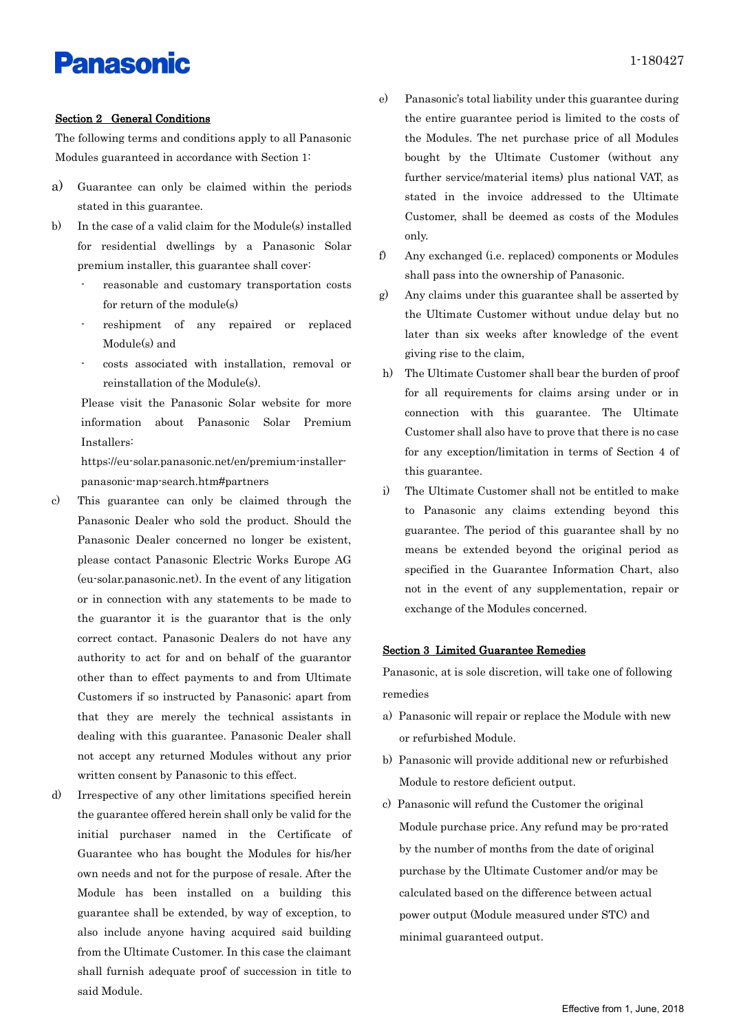## Section 2 General Conditions

The following terms and conditions apply to all Panasonic Modules guaranteed in accordance with Section 1:

a) Guarantee can only be claimed within the periods stated in this guarantee.

b) In the case of a valid claim for the Module(s) installed for residential dwellings by a Panasonic Solar premium installer, this guarantee shall cover:
   - reasonable and customary transportation costs for return of the module(s)
   - reshipment of any repaired or replaced Module(s) and
   - costs associated with installation, removal or reinstallation of the Module(s).

   Please visit the Panasonic Solar website for more information about Panasonic Solar Premium Installers:
   https://eu-solar.panasonic.net/en/premium-installer-panasonic-map-search.htm#partners

c) This guarantee can only be claimed through the Panasonic Dealer who sold the product. Should the Panasonic Dealer concerned no longer be existent, please contact Panasonic Electric Works Europe AG (eu-solar.panasonic.net). In the event of any litigation or in connection with any statements to be made to the guarantor it is the guarantor that is the only correct contact. Panasonic Dealers do not have any authority to act for and on behalf of the guarantor other than to effect payments to and from Ultimate Customers if so instructed by Panasonic; apart from that they are merely the technical assistants in dealing with this guarantee. Panasonic Dealer shall not accept any returned Modules without any prior written consent by Panasonic to this effect.

d) Irrespective of any other limitations specified herein the guarantee offered herein shall only be valid for the initial purchaser named in the Certificate of Guarantee who has bought the Modules for his/her own needs and not for the purpose of resale. After the Module has been installed on a building this guarantee shall be extended, by way of exception, to also include anyone having acquired said building from the Ultimate Customer. In this case the claimant shall furnish adequate proof of succession in title to said Module.

e) Panasonic's total liability under this guarantee during the entire guarantee period is limited to the costs of the Modules. The net purchase price of all Modules bought by the Ultimate Customer (without any further service/material items) plus national VAT, as stated in the invoice addressed to the Ultimate Customer, shall be deemed as costs of the Modules only.

f) Any exchanged (i.e. replaced) components or Modules shall pass into the ownership of Panasonic.

g) Any claims under this guarantee shall be asserted by the Ultimate Customer without undue delay but no later than six weeks after knowledge of the event giving rise to the claim,

h) The Ultimate Customer shall bear the burden of proof for all requirements for claims arsing under or in connection with this guarantee. The Ultimate Customer shall also have to prove that there is no case for any exception/limitation in terms of Section 4 of this guarantee.

i) The Ultimate Customer shall not be entitled to make to Panasonic any claims extending beyond this guarantee. The period of this guarantee shall by no means be extended beyond the original period as specified in the Guarantee Information Chart, also not in the event of any supplementation, repair or exchange of the Modules concerned.

## Section 3 Limited Guarantee Remedies

Panasonic, at is sole discretion, will take one of following remedies

a) Panasonic will repair or replace the Module with new or refurbished Module.

b) Panasonic will provide additional new or refurbished Module to restore deficient output.

c) Panasonic will refund the Customer the original Module purchase price. Any refund may be pro-rated by the number of months from the date of original purchase by the Ultimate Customer and/or may be calculated based on the difference between actual power output (Module measured under STC) and minimal guaranteed output.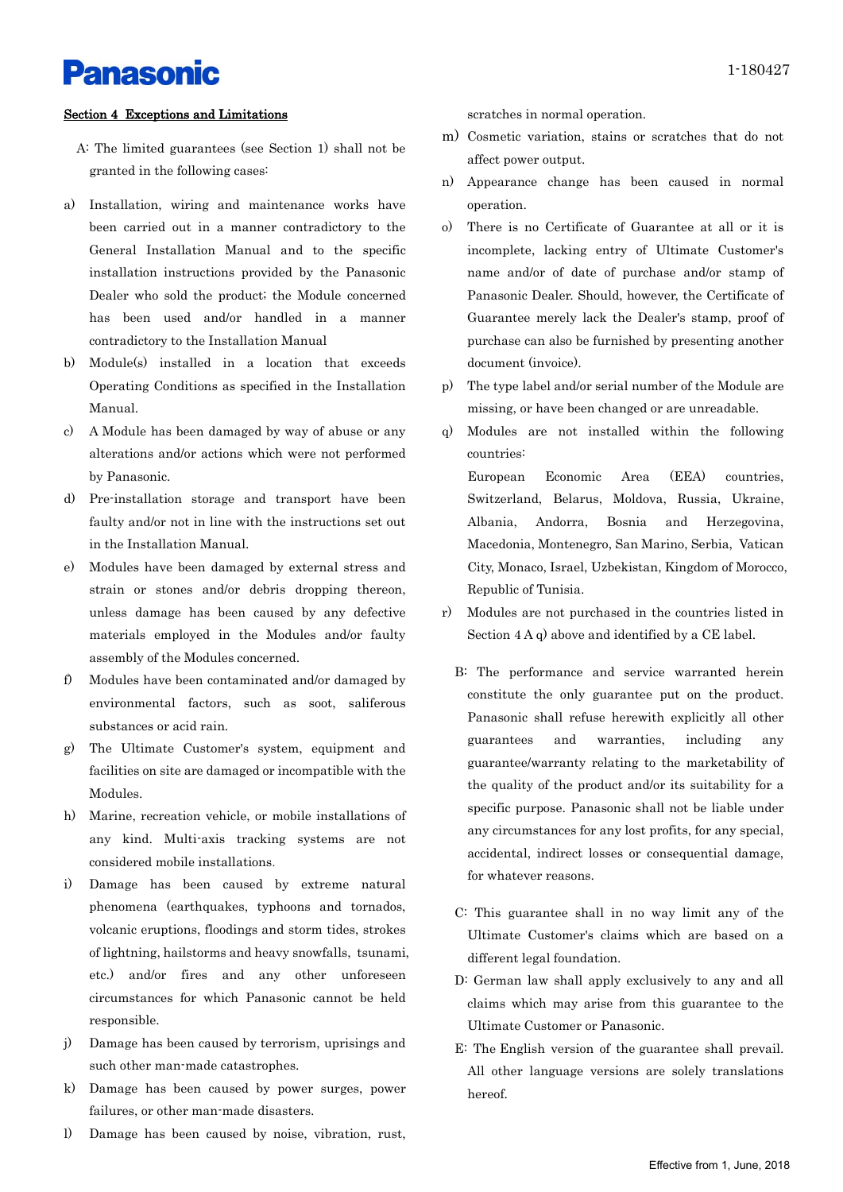**Section 4 Exceptions and Limitations**

A: The limited guarantees (see Section 1) shall not be granted in the following cases:

a) Installation, wiring and maintenance works have been carried out in a manner contradictory to the General Installation Manual and to the specific installation instructions provided by the Panasonic Dealer who sold the product; the Module concerned has been used and/or handled in a manner contradictory to the Installation Manual

b) Module(s) installed in a location that exceeds Operating Conditions as specified in the Installation Manual.

c) A Module has been damaged by way of abuse or any alterations and/or actions which were not performed by Panasonic.

d) Pre-installation storage and transport have been faulty and/or not in line with the instructions set out in the Installation Manual.

e) Modules have been damaged by external stress and strain or stones and/or debris dropping thereon, unless damage has been caused by any defective materials employed in the Modules and/or faulty assembly of the Modules concerned.

f) Modules have been contaminated and/or damaged by environmental factors, such as soot, saliferous substances or acid rain.

g) The Ultimate Customer's system, equipment and facilities on site are damaged or incompatible with the Modules.

h) Marine, recreation vehicle, or mobile installations of any kind. Multi-axis tracking systems are not considered mobile installations.

i) Damage has been caused by extreme natural phenomena (earthquakes, typhoons and tornados, volcanic eruptions, floodings and storm tides, strokes of lightning, hailstorms and heavy snowfalls, tsunami, etc.) and/or fires and any other unforeseen circumstances for which Panasonic cannot be held responsible.

j) Damage has been caused by terrorism, uprisings and such other man-made catastrophes.

k) Damage has been caused by power surges, power failures, or other man-made disasters.

l) Damage has been caused by noise, vibration, rust, scratches in normal operation.

m) Cosmetic variation, stains or scratches that do not affect power output.

n) Appearance change has been caused in normal operation.

o) There is no Certificate of Guarantee at all or it is incomplete, lacking entry of Ultimate Customer's name and/or of date of purchase and/or stamp of Panasonic Dealer. Should, however, the Certificate of Guarantee merely lack the Dealer's stamp, proof of purchase can also be furnished by presenting another document (invoice).

p) The type label and/or serial number of the Module are missing, or have been changed or are unreadable.

q) Modules are not installed within the following countries:
European Economic Area (EEA) countries, Switzerland, Belarus, Moldova, Russia, Ukraine, Albania, Andorra, Bosnia and Herzegovina, Macedonia, Montenegro, San Marino, Serbia, Vatican City, Monaco, Israel, Uzbekistan, Kingdom of Morocco, Republic of Tunisia.

r) Modules are not purchased in the countries listed in Section 4 A q) above and identified by a CE label.

B: The performance and service warranted herein constitute the only guarantee put on the product. Panasonic shall refuse herewith explicitly all other guarantees and warranties, including any guarantee/warranty relating to the marketability of the quality of the product and/or its suitability for a specific purpose. Panasonic shall not be liable under any circumstances for any lost profits, for any special, accidental, indirect losses or consequential damage, for whatever reasons.

C: This guarantee shall in no way limit any of the Ultimate Customer's claims which are based on a different legal foundation.

D: German law shall apply exclusively to any and all claims which may arise from this guarantee to the Ultimate Customer or Panasonic.

E: The English version of the guarantee shall prevail. All other language versions are solely translations hereof.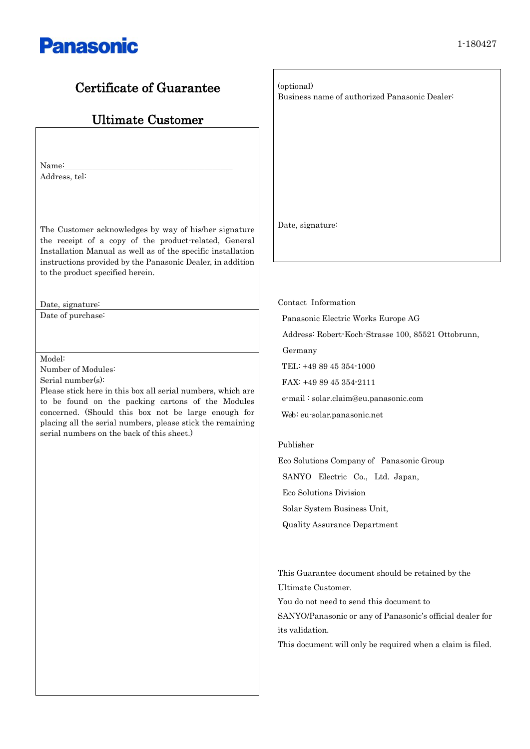Panasonic

1-180427

# Certificate of Guarantee

## Ultimate Customer

Name:\_\_\_\_\_\_\_\_\_\_\_\_\_\_\_\_\_\_\_\_\_\_\_\_\_\_\_\_\_\_\_\_\_\_\_\_\_\_\_\_

Address, tel:

The Customer acknowledges by way of his/her signature the receipt of a copy of the product-related, General Installation Manual as well as of the specific installation instructions provided by the Panasonic Dealer, in addition to the product specified herein.

Date, signature:

Date of purchase:

Model:

Number of Modules:

Serial number(s):

Please stick here in this box all serial numbers, which are to be found on the packing cartons of the Modules concerned. (Should this box not be large enough for placing all the serial numbers, please stick the remaining serial numbers on the back of this sheet.)

(optional)

Business name of authorized Panasonic Dealer:

Date, signature:

Contact Information

Panasonic Electric Works Europe AG

Address: Robert-Koch-Strasse 100, 85521 Ottobrunn, Germany

TEL: +49 89 45 354-1000

FAX: +49 89 45 354-2111

e-mail : solar.claim@eu.panasonic.com

Web: eu-solar.panasonic.net

Publisher

Eco Solutions Company of Panasonic Group

SANYO Electric Co., Ltd. Japan,

Eco Solutions Division

Solar System Business Unit,

Quality Assurance Department

This Guarantee document should be retained by the Ultimate Customer.

You do not need to send this document to SANYO/Panasonic or any of Panasonic's official dealer for its validation.

This document will only be required when a claim is filed.